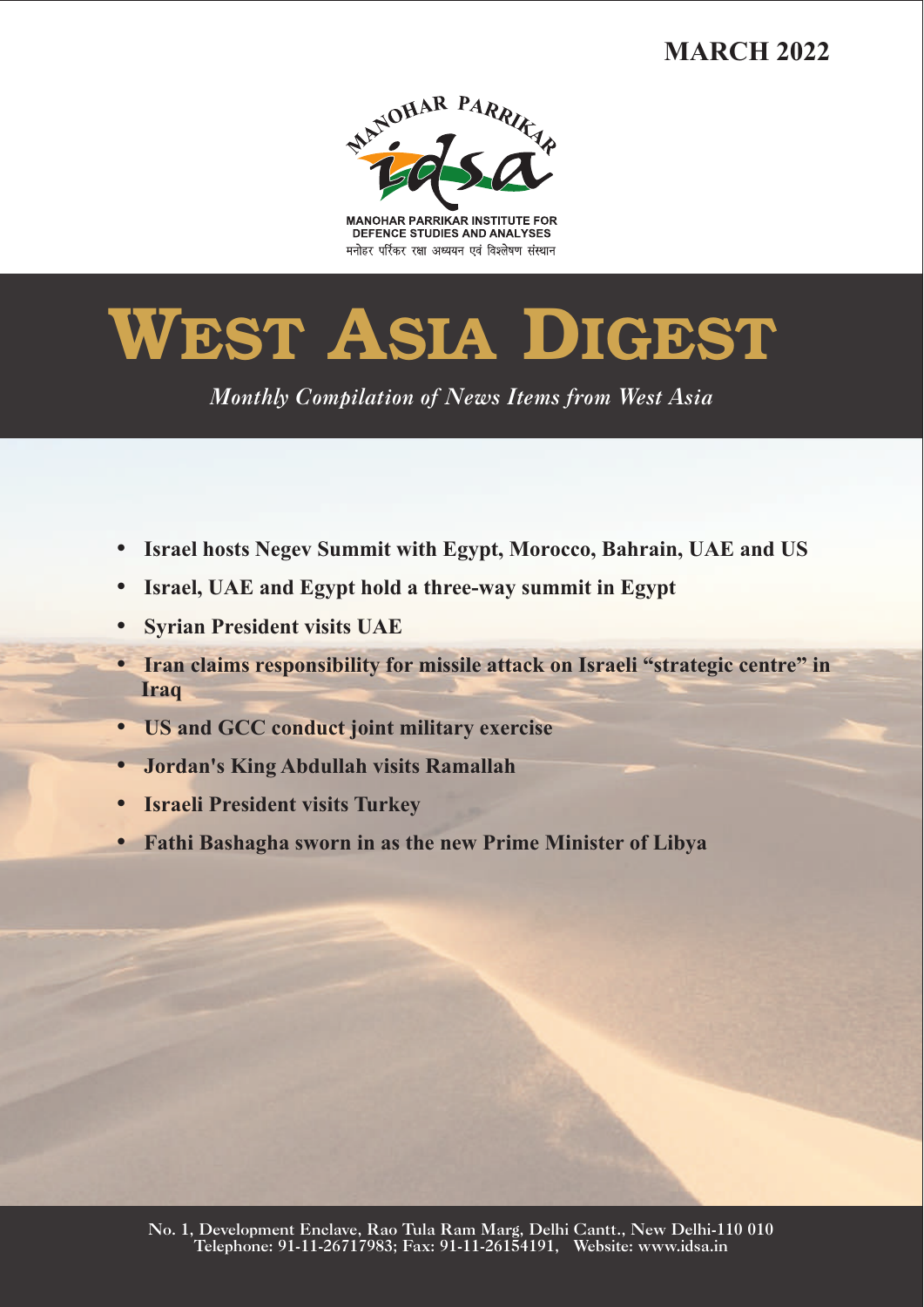MARCH 2022

MANOHAR PARRIKAR

MANOHAR PARRIKAR INSTITUTE FOR DEFENCE STUDIES AND ANALYSES

मनोहर परिंकर रक्षा अध्ययन एवं विश्लेषण संस्थान

# WEST ASIA DIGEST

*Monthly Compilation of News Items from West Asia*

- **Israel hosts Negev Summit with Egypt, Morocco, Bahrain, UAE and US**
- **Israel, UAE and Egypt hold a three-way summit in Egypt**
- **Syrian President visits UAE**
- **Iran claims responsibility for missile attack on Israeli "strategic centre" in Iraq**
- **US and GCC conduct joint military exercise**
- **Jordan's King Abdullah visits Ramallah**
- **Israeli President visits Turkey**
- **Fathi Bashagha sworn in as the new Prime Minister of Libya**

No. 1, Development Enclave, Rao Tula Ram Marg, Delhi Cantt., New Delhi-110 010
Telephone: 91-11-26717983; Fax: 91-11-26154191, Website: www.idsa.in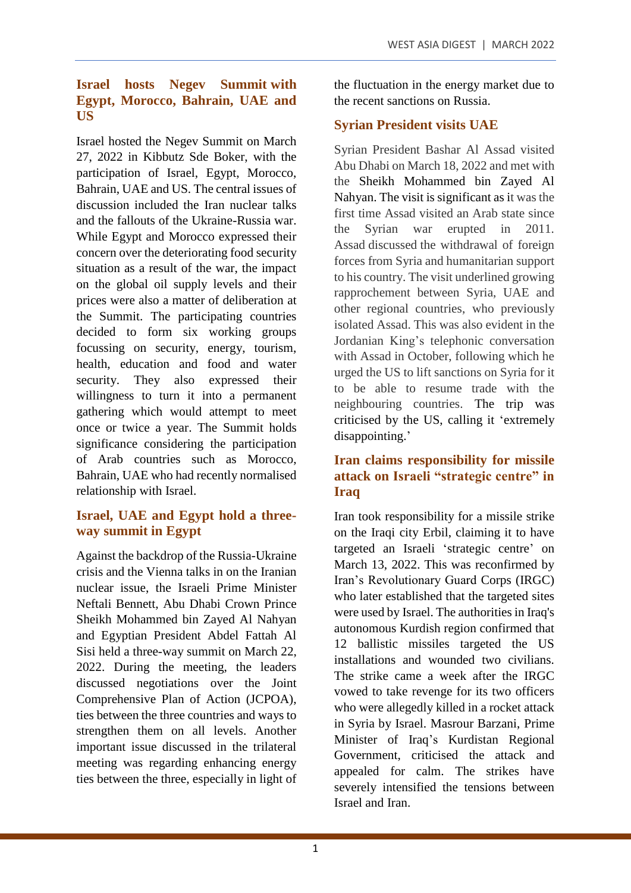## Israel hosts Negev Summit with Egypt, Morocco, Bahrain, UAE and US

Israel hosted the Negev Summit on March 27, 2022 in Kibbutz Sde Boker, with the participation of Israel, Egypt, Morocco, Bahrain, UAE and US. The central issues of discussion included the Iran nuclear talks and the fallouts of the Ukraine-Russia war. While Egypt and Morocco expressed their concern over the deteriorating food security situation as a result of the war, the impact on the global oil supply levels and their prices were also a matter of deliberation at the Summit. The participating countries decided to form six working groups focussing on security, energy, tourism, health, education and food and water security. They also expressed their willingness to turn it into a permanent gathering which would attempt to meet once or twice a year. The Summit holds significance considering the participation of Arab countries such as Morocco, Bahrain, UAE who had recently normalised relationship with Israel.

## Israel, UAE and Egypt hold a three-way summit in Egypt

Against the backdrop of the Russia-Ukraine crisis and the Vienna talks in on the Iranian nuclear issue, the Israeli Prime Minister Neftali Bennett, Abu Dhabi Crown Prince Sheikh Mohammed bin Zayed Al Nahyan and Egyptian President Abdel Fattah Al Sisi held a three-way summit on March 22, 2022. During the meeting, the leaders discussed negotiations over the Joint Comprehensive Plan of Action (JCPOA), ties between the three countries and ways to strengthen them on all levels. Another important issue discussed in the trilateral meeting was regarding enhancing energy ties between the three, especially in light of the fluctuation in the energy market due to the recent sanctions on Russia.

## Syrian President visits UAE

Syrian President Bashar Al Assad visited Abu Dhabi on March 18, 2022 and met with the Sheikh Mohammed bin Zayed Al Nahyan. The visit is significant as it was the first time Assad visited an Arab state since the Syrian war erupted in 2011. Assad discussed the withdrawal of foreign forces from Syria and humanitarian support to his country. The visit underlined growing rapprochement between Syria, UAE and other regional countries, who previously isolated Assad. This was also evident in the Jordanian King's telephonic conversation with Assad in October, following which he urged the US to lift sanctions on Syria for it to be able to resume trade with the neighbouring countries. The trip was criticised by the US, calling it 'extremely disappointing.'

## Iran claims responsibility for missile attack on Israeli "strategic centre" in Iraq

Iran took responsibility for a missile strike on the Iraqi city Erbil, claiming it to have targeted an Israeli 'strategic centre' on March 13, 2022. This was reconfirmed by Iran's Revolutionary Guard Corps (IRGC) who later established that the targeted sites were used by Israel. The authorities in Iraq's autonomous Kurdish region confirmed that 12 ballistic missiles targeted the US installations and wounded two civilians. The strike came a week after the IRGC vowed to take revenge for its two officers who were allegedly killed in a rocket attack in Syria by Israel. Masrour Barzani, Prime Minister of Iraq's Kurdistan Regional Government, criticised the attack and appealed for calm. The strikes have severely intensified the tensions between Israel and Iran.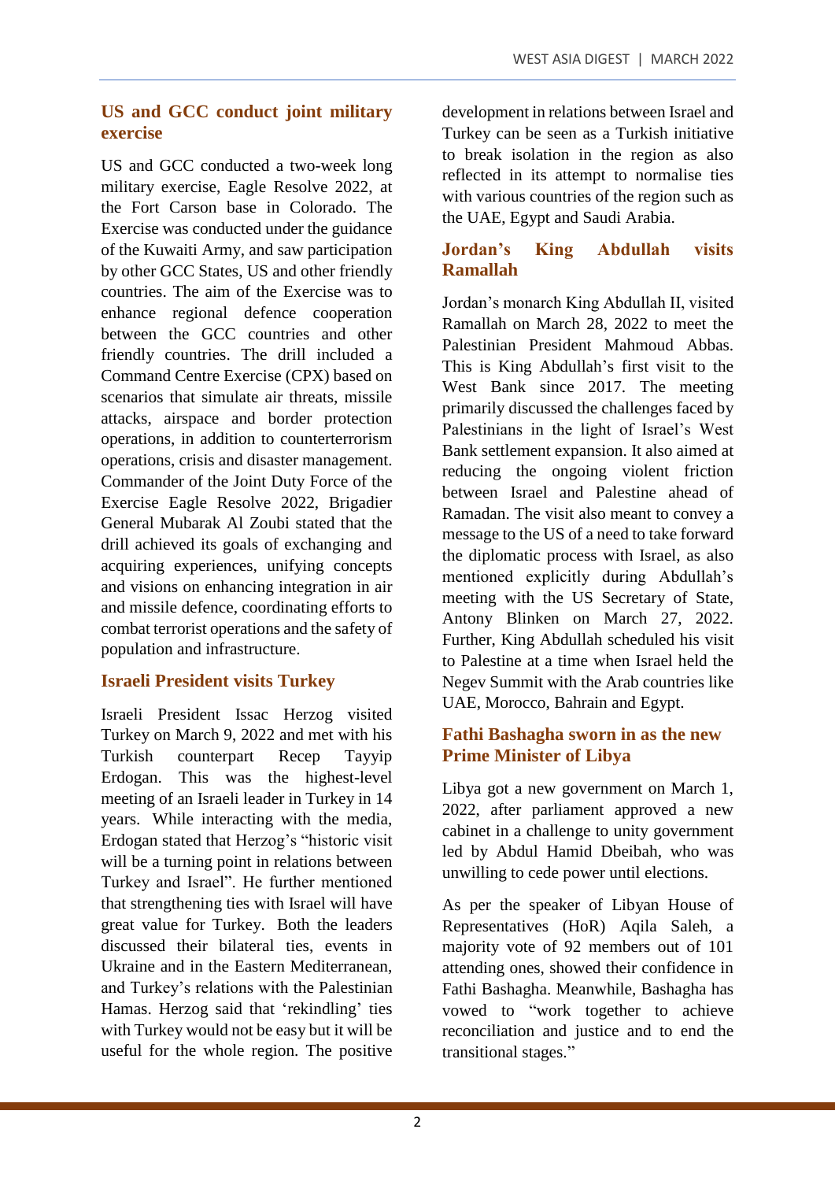## US and GCC conduct joint military exercise

US and GCC conducted a two-week long military exercise, Eagle Resolve 2022, at the Fort Carson base in Colorado. The Exercise was conducted under the guidance of the Kuwaiti Army, and saw participation by other GCC States, US and other friendly countries. The aim of the Exercise was to enhance regional defence cooperation between the GCC countries and other friendly countries. The drill included a Command Centre Exercise (CPX) based on scenarios that simulate air threats, missile attacks, airspace and border protection operations, in addition to counterterrorism operations, crisis and disaster management. Commander of the Joint Duty Force of the Exercise Eagle Resolve 2022, Brigadier General Mubarak Al Zoubi stated that the drill achieved its goals of exchanging and acquiring experiences, unifying concepts and visions on enhancing integration in air and missile defence, coordinating efforts to combat terrorist operations and the safety of population and infrastructure.

## Israeli President visits Turkey

Israeli President Issac Herzog visited Turkey on March 9, 2022 and met with his Turkish counterpart Recep Tayyip Erdogan. This was the highest-level meeting of an Israeli leader in Turkey in 14 years. While interacting with the media, Erdogan stated that Herzog's "historic visit will be a turning point in relations between Turkey and Israel". He further mentioned that strengthening ties with Israel will have great value for Turkey. Both the leaders discussed their bilateral ties, events in Ukraine and in the Eastern Mediterranean, and Turkey's relations with the Palestinian Hamas. Herzog said that 'rekindling' ties with Turkey would not be easy but it will be useful for the whole region. The positive development in relations between Israel and Turkey can be seen as a Turkish initiative to break isolation in the region as also reflected in its attempt to normalise ties with various countries of the region such as the UAE, Egypt and Saudi Arabia.

## Jordan's King Abdullah visits Ramallah

Jordan's monarch King Abdullah II, visited Ramallah on March 28, 2022 to meet the Palestinian President Mahmoud Abbas. This is King Abdullah's first visit to the West Bank since 2017. The meeting primarily discussed the challenges faced by Palestinians in the light of Israel's West Bank settlement expansion. It also aimed at reducing the ongoing violent friction between Israel and Palestine ahead of Ramadan. The visit also meant to convey a message to the US of a need to take forward the diplomatic process with Israel, as also mentioned explicitly during Abdullah's meeting with the US Secretary of State, Antony Blinken on March 27, 2022. Further, King Abdullah scheduled his visit to Palestine at a time when Israel held the Negev Summit with the Arab countries like UAE, Morocco, Bahrain and Egypt.

## Fathi Bashagha sworn in as the new Prime Minister of Libya

Libya got a new government on March 1, 2022, after parliament approved a new cabinet in a challenge to unity government led by Abdul Hamid Dbeibah, who was unwilling to cede power until elections.

As per the speaker of Libyan House of Representatives (HoR) Aqila Saleh, a majority vote of 92 members out of 101 attending ones, showed their confidence in Fathi Bashagha. Meanwhile, Bashagha has vowed to "work together to achieve reconciliation and justice and to end the transitional stages."